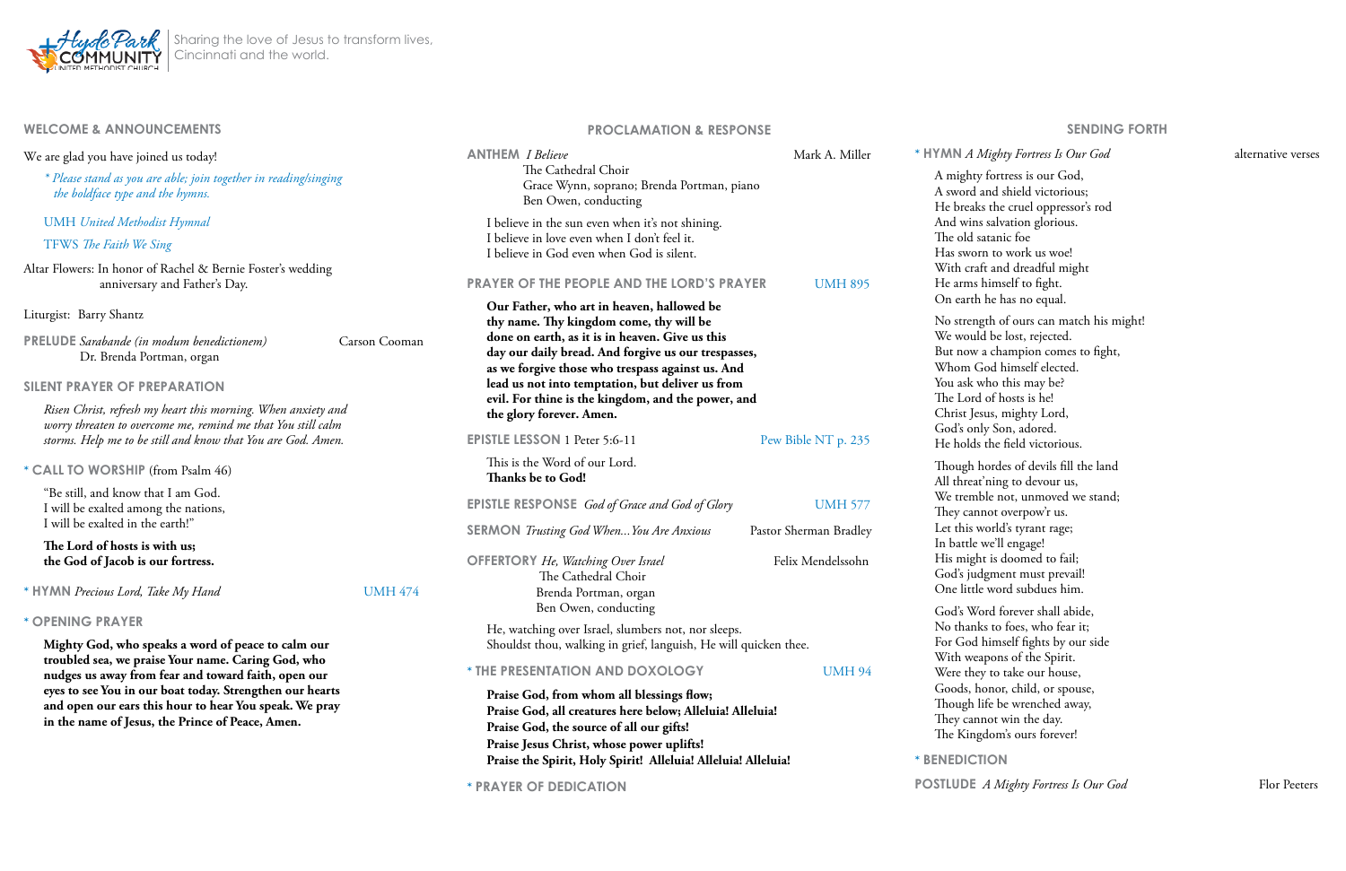Hyde Park Community United Methodist Church | Sharing the love of Jesus to transform lives, Cincinnati and the world.

## WELCOME & ANNOUNCEMENTS

We are glad you have joined us today!

*\* Please stand as you are able; join together in reading/singing the boldface type and the hymns.*

UMH *United Methodist Hymnal*

TFWS *The Faith We Sing*

Altar Flowers: In honor of Rachel & Bernie Foster's wedding anniversary and Father's Day.

Liturgist: Barry Shantz

**PRELUDE** *Sarabande (in modum benedictionem)* — Carson Cooman
Dr. Brenda Portman, organ

**SILENT PRAYER OF PREPARATION**

*Risen Christ, refresh my heart this morning. When anxiety and worry threaten to overcome me, remind me that You still calm storms. Help me to be still and know that You are God. Amen.*

\* **CALL TO WORSHIP** (from Psalm 46)

"Be still, and know that I am God.
I will be exalted among the nations,
I will be exalted in the earth!"

**The Lord of hosts is with us;**
**the God of Jacob is our fortress.**

\* **HYMN** *Precious Lord, Take My Hand* — UMH 474

\* **OPENING PRAYER**

**Mighty God, who speaks a word of peace to calm our troubled sea, we praise Your name. Caring God, who nudges us away from fear and toward faith, open our eyes to see You in our boat today. Strengthen our hearts and open our ears this hour to hear You speak. We pray in the name of Jesus, the Prince of Peace, Amen.**

## PROCLAMATION & RESPONSE

**ANTHEM** *I Believe* — Mark A. Miller
The Cathedral Choir
Grace Wynn, soprano; Brenda Portman, piano
Ben Owen, conducting

I believe in the sun even when it's not shining.
I believe in love even when I don't feel it.
I believe in God even when God is silent.

**PRAYER OF THE PEOPLE AND THE LORD'S PRAYER** — UMH 895

**Our Father, who art in heaven, hallowed be thy name. Thy kingdom come, thy will be done on earth, as it is in heaven. Give us this day our daily bread. And forgive us our trespasses, as we forgive those who trespass against us. And lead us not into temptation, but deliver us from evil. For thine is the kingdom, and the power, and the glory forever. Amen.**

**EPISTLE LESSON** 1 Peter 5:6-11 — Pew Bible NT p. 235

This is the Word of our Lord.
**Thanks be to God!**

**EPISTLE RESPONSE** *God of Grace and God of Glory* — UMH 577

**SERMON** *Trusting God When...You Are Anxious* — Pastor Sherman Bradley

**OFFERTORY** *He, Watching Over Israel* — Felix Mendelssohn
The Cathedral Choir
Brenda Portman, organ
Ben Owen, conducting

He, watching over Israel, slumbers not, nor sleeps.
Shouldst thou, walking in grief, languish, He will quicken thee.

\* **THE PRESENTATION AND DOXOLOGY** — UMH 94

**Praise God, from whom all blessings flow;**
**Praise God, all creatures here below; Alleluia! Alleluia!**
**Praise God, the source of all our gifts!**
**Praise Jesus Christ, whose power uplifts!**
**Praise the Spirit, Holy Spirit! Alleluia! Alleluia! Alleluia!**

\* **PRAYER OF DEDICATION**

## SENDING FORTH

\* **HYMN** *A Mighty Fortress Is Our God* — alternative verses

A mighty fortress is our God,
A sword and shield victorious;
He breaks the cruel oppressor's rod
And wins salvation glorious.
The old satanic foe
Has sworn to work us woe!
With craft and dreadful might
He arms himself to fight.
On earth he has no equal.

No strength of ours can match his might!
We would be lost, rejected.
But now a champion comes to fight,
Whom God himself elected.
You ask who this may be?
The Lord of hosts is he!
Christ Jesus, mighty Lord,
God's only Son, adored.
He holds the field victorious.

Though hordes of devils fill the land
All threat'ning to devour us,
We tremble not, unmoved we stand;
They cannot overpow'r us.
Let this world's tyrant rage;
In battle we'll engage!
His might is doomed to fail;
God's judgment must prevail!
One little word subdues him.

God's Word forever shall abide,
No thanks to foes, who fear it;
For God himself fights by our side
With weapons of the Spirit.
Were they to take our house,
Goods, honor, child, or spouse,
Though life be wrenched away,
They cannot win the day.
The Kingdom's ours forever!

\* **BENEDICTION**

**POSTLUDE** *A Mighty Fortress Is Our God* — Flor Peeters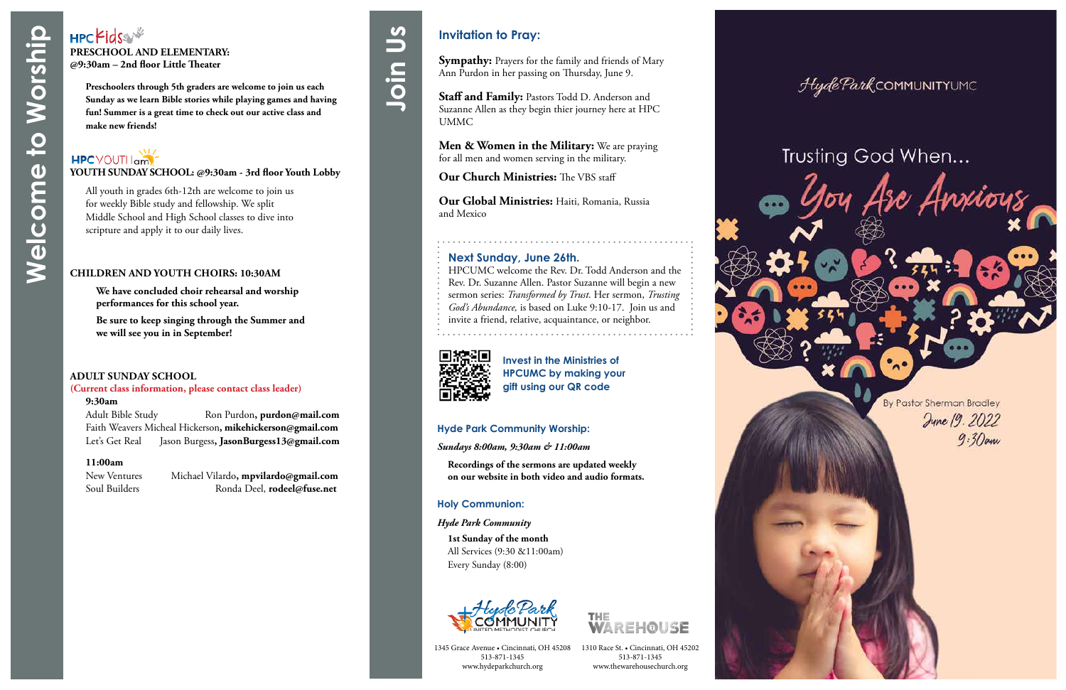# Welcome to Worship

## HPC Kids

**PRESCHOOL AND ELEMENTARY:**
**@9:30am – 2nd floor Little Theater**

**Preschoolers through 5th graders are welcome to join us each Sunday as we learn Bible stories while playing games and having fun! Summer is a great time to check out our active class and make new friends!**

## HPC YOUTH I am

**YOUTH SUNDAY SCHOOL: @9:30am - 3rd floor Youth Lobby**

All youth in grades 6th-12th are welcome to join us for weekly Bible study and fellowship. We split Middle School and High School classes to dive into scripture and apply it to our daily lives.

**CHILDREN AND YOUTH CHOIRS: 10:30AM**

**We have concluded choir rehearsal and worship performances for this school year.**

**Be sure to keep singing through the Summer and we will see you in in September!**

**ADULT SUNDAY SCHOOL**
**(Current class information, please contact class leader)**

**9:30am**

Adult Bible Study — Ron Purdon, **purdon@mail.com**
Faith Weavers Micheal Hickerson**, mikehickerson@gmail.com**
Let's Get Real — Jason Burgess**, JasonBurgess13@gmail.com**

**11:00am**

New Ventures — Michael Vilardo**, mpvilardo@gmail.com**
Soul Builders — Ronda Deel, **rodeel@fuse.net**

# Join Us

## Invitation to Pray:

**Sympathy:** Prayers for the family and friends of Mary Ann Purdon in her passing on Thursday, June 9.

**Staff and Family:** Pastors Todd D. Anderson and Suzanne Allen as they begin thier journey here at HPC UMMC

**Men & Women in the Military:** We are praying for all men and women serving in the military.

**Our Church Ministries:** The VBS staff

**Our Global Ministries:** Haiti, Romania, Russia and Mexico

### Next Sunday, June 26th.

HPCUMC welcome the Rev. Dr. Todd Anderson and the Rev. Dr. Suzanne Allen. Pastor Suzanne will begin a new sermon series: *Transformed by Trust*. Her sermon, *Trusting God's Abundance,* is based on Luke 9:10-17. Join us and invite a friend, relative, acquaintance, or neighbor.

**Invest in the Ministries of HPCUMC by making your gift using our QR code**

### Hyde Park Community Worship:

*Sundays 8:00am, 9:30am & 11:00am*

**Recordings of the sermons are updated weekly on our website in both video and audio formats.**

### Holy Communion:

*Hyde Park Community*

**1st Sunday of the month**
All Services (9:30 &11:00am)
Every Sunday (8:00)

Hyde Park Community United Methodist Church
1345 Grace Avenue • Cincinnati, OH 45208
513-871-1345
www.hydeparkchurch.org

The Warehouse
1310 Race St. • Cincinnati, OH 45202
513-871-1345
www.thewarehousechurch.org

Hyde Park COMMUNITY UMC

# Trusting God When... You Are Anxious

By Pastor Sherman Bradley
June 19, 2022
9:30am